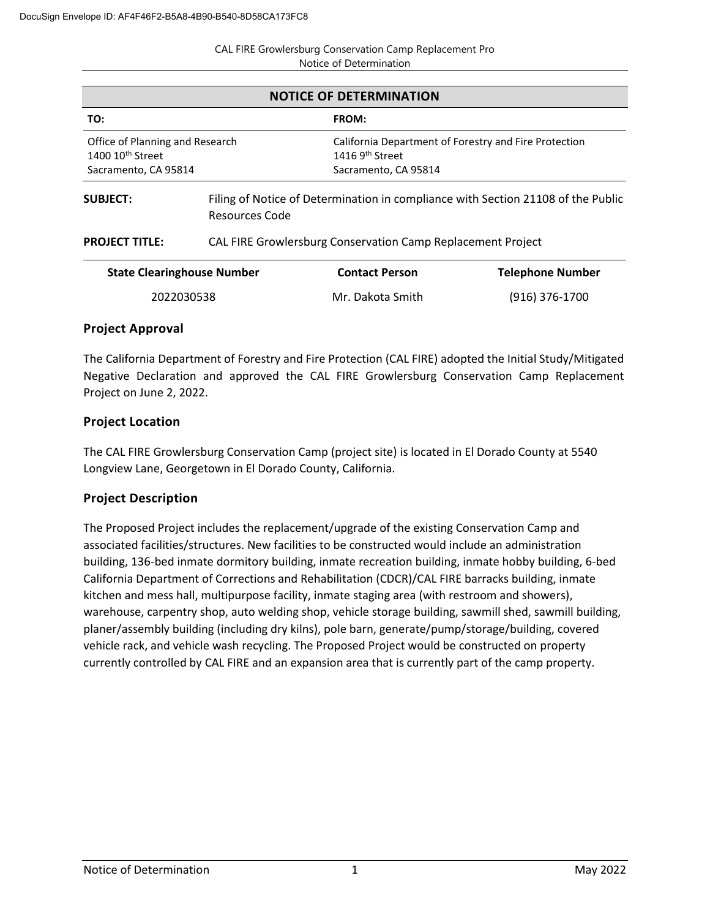## NOTICE OF DETERMINATION

| TO: | FROM: |
| --- | --- |
| Office of Planning and Research<br>1400 10th Street<br>Sacramento, CA 95814 | California Department of Forestry and Fire Protection<br>1416 9th Street<br>Sacramento, CA 95814 |

**SUBJECT:** Filing of Notice of Determination in compliance with Section 21108 of the Public Resources Code

**PROJECT TITLE:** CAL FIRE Growlersburg Conservation Camp Replacement Project

| State Clearinghouse Number | Contact Person | Telephone Number |
| --- | --- | --- |
| 2022030538 | Mr. Dakota Smith | (916) 376-1700 |

### Project Approval

The California Department of Forestry and Fire Protection (CAL FIRE) adopted the Initial Study/Mitigated Negative Declaration and approved the CAL FIRE Growlersburg Conservation Camp Replacement Project on June 2, 2022.

### Project Location

The CAL FIRE Growlersburg Conservation Camp (project site) is located in El Dorado County at 5540 Longview Lane, Georgetown in El Dorado County, California.

### Project Description

The Proposed Project includes the replacement/upgrade of the existing Conservation Camp and associated facilities/structures. New facilities to be constructed would include an administration building, 136-bed inmate dormitory building, inmate recreation building, inmate hobby building, 6-bed California Department of Corrections and Rehabilitation (CDCR)/CAL FIRE barracks building, inmate kitchen and mess hall, multipurpose facility, inmate staging area (with restroom and showers), warehouse, carpentry shop, auto welding shop, vehicle storage building, sawmill shed, sawmill building, planer/assembly building (including dry kilns), pole barn, generate/pump/storage/building, covered vehicle rack, and vehicle wash recycling. The Proposed Project would be constructed on property currently controlled by CAL FIRE and an expansion area that is currently part of the camp property.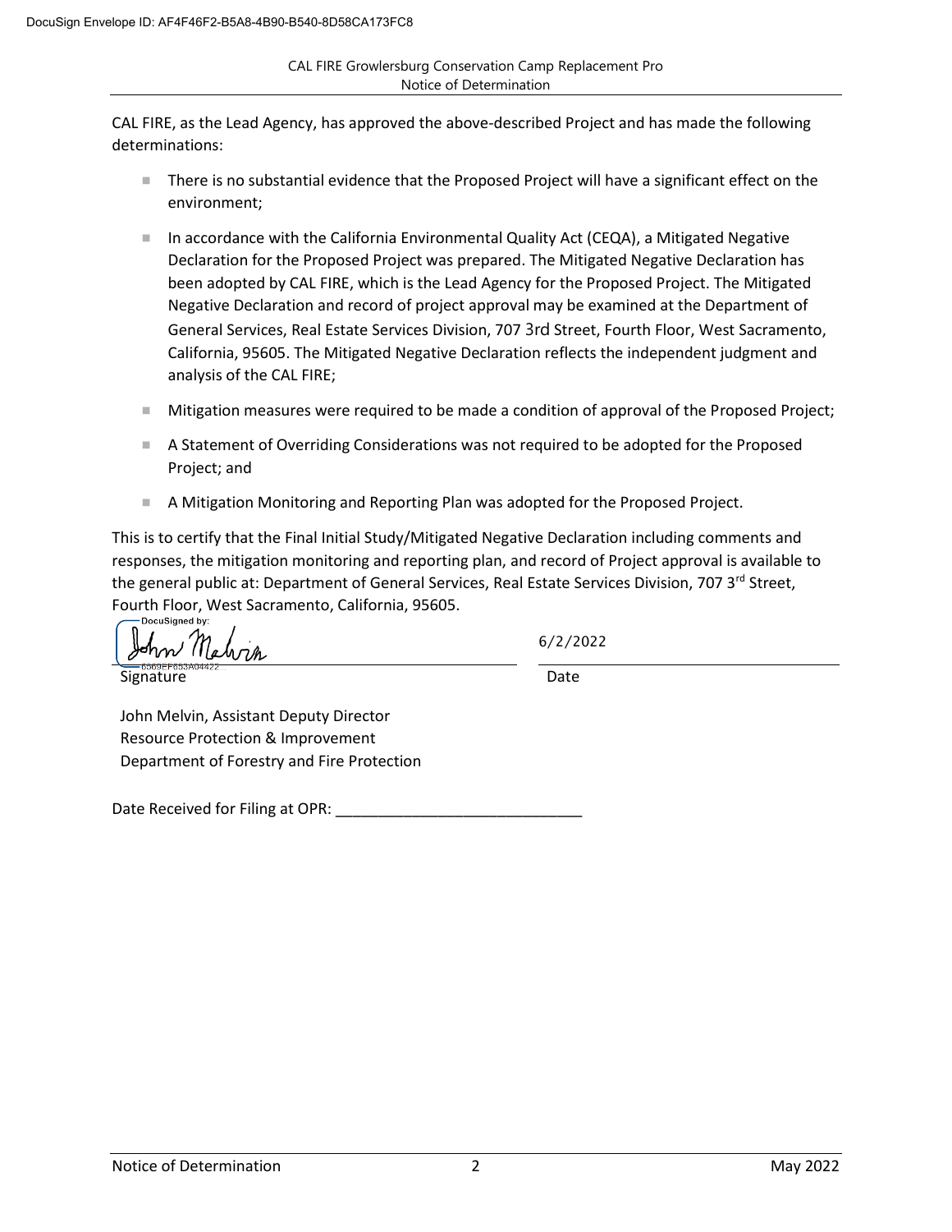CAL FIRE, as the Lead Agency, has approved the above-described Project and has made the following determinations:

- There is no substantial evidence that the Proposed Project will have a significant effect on the environment;
- In accordance with the California Environmental Quality Act (CEQA), a Mitigated Negative Declaration for the Proposed Project was prepared. The Mitigated Negative Declaration has been adopted by CAL FIRE, which is the Lead Agency for the Proposed Project. The Mitigated Negative Declaration and record of project approval may be examined at the Department of General Services, Real Estate Services Division, 707 3rd Street, Fourth Floor, West Sacramento, California, 95605. The Mitigated Negative Declaration reflects the independent judgment and analysis of the CAL FIRE;
- Mitigation measures were required to be made a condition of approval of the Proposed Project;
- A Statement of Overriding Considerations was not required to be adopted for the Proposed Project; and
- A Mitigation Monitoring and Reporting Plan was adopted for the Proposed Project.

This is to certify that the Final Initial Study/Mitigated Negative Declaration including comments and responses, the mitigation monitoring and reporting plan, and record of Project approval is available to the general public at: Department of General Services, Real Estate Services Division, 707 3rd Street, Fourth Floor, West Sacramento, California, 95605.

DocuSigned by:
John Melvin
6569EF653A04422...

Signature

6/2/2022

Date

John Melvin, Assistant Deputy Director
Resource Protection & Improvement
Department of Forestry and Fire Protection

Date Received for Filing at OPR: ____________________________